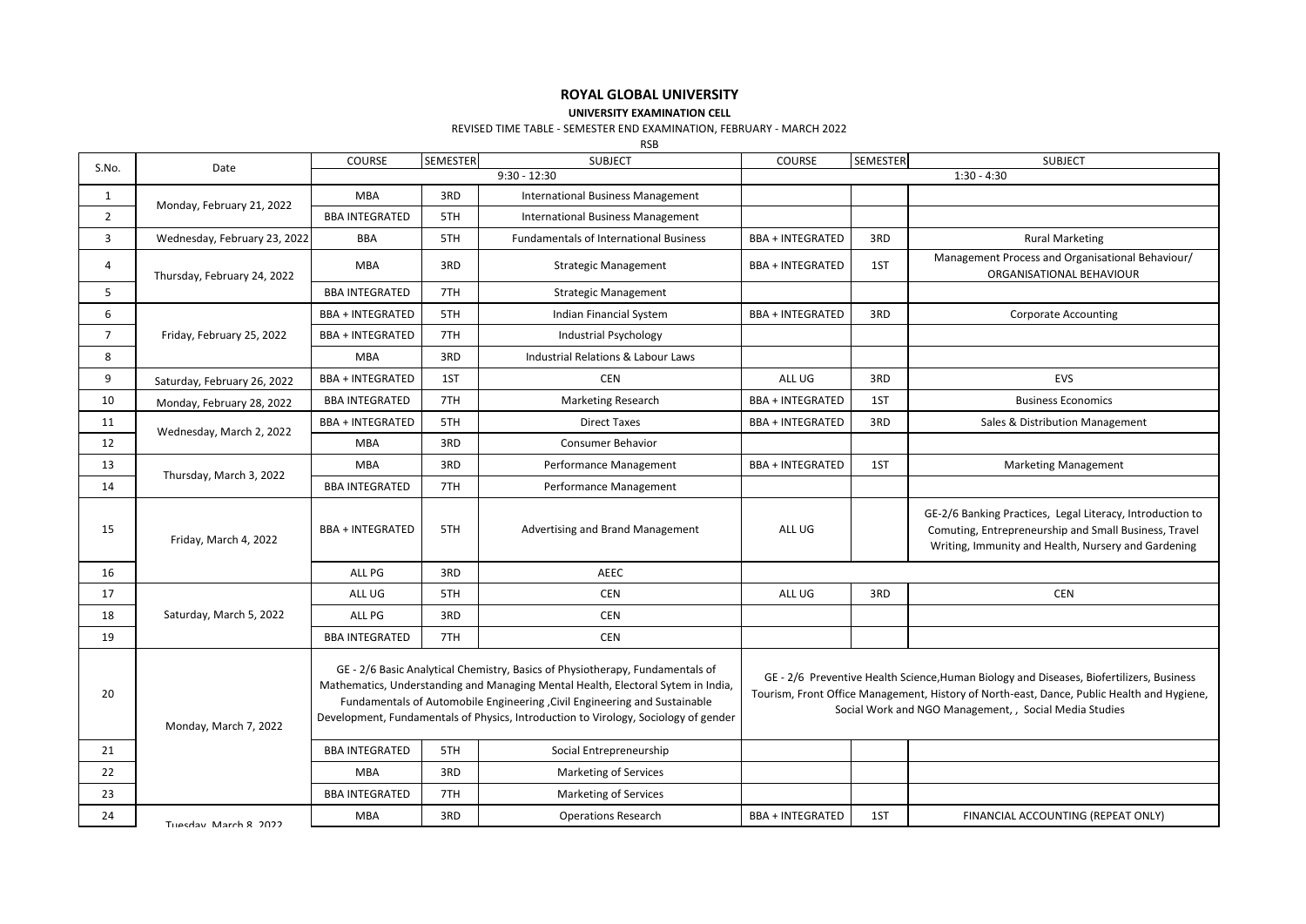# ROYAL GLOBAL UNIVERSITY

**UNIVERSITY EXAMINATION CELL**

REVISED TIME TABLE - SEMESTER END EXAMINATION, FEBRUARY - MARCH 2022

RSB

| S.No. | Date | COURSE | SEMESTER | SUBJECT | COURSE | SEMESTER | SUBJECT |
|---|---|---|---|---|---|---|---|
| | | 9:30 - 12:30 | | | 1:30 - 4:30 | | |
| 1 | Monday, February 21, 2022 | MBA | 3RD | International Business Management | | | |
| 2 | | BBA INTEGRATED | 5TH | International Business Management | | | |
| 3 | Wednesday, February 23, 2022 | BBA | 5TH | Fundamentals of International Business | BBA + INTEGRATED | 3RD | Rural Marketing |
| 4 | Thursday, February 24, 2022 | MBA | 3RD | Strategic Management | BBA + INTEGRATED | 1ST | Management Process and Organisational Behaviour/ ORGANISATIONAL BEHAVIOUR |
| 5 | | BBA INTEGRATED | 7TH | Strategic Management | | | |
| 6 | Friday, February 25, 2022 | BBA + INTEGRATED | 5TH | Indian Financial System | BBA + INTEGRATED | 3RD | Corporate Accounting |
| 7 | | BBA + INTEGRATED | 7TH | Industrial Psychology | | | |
| 8 | | MBA | 3RD | Industrial Relations & Labour Laws | | | |
| 9 | Saturday, February 26, 2022 | BBA + INTEGRATED | 1ST | CEN | ALL UG | 3RD | EVS |
| 10 | Monday, February 28, 2022 | BBA INTEGRATED | 7TH | Marketing Research | BBA + INTEGRATED | 1ST | Business Economics |
| 11 | Wednesday, March 2, 2022 | BBA + INTEGRATED | 5TH | Direct Taxes | BBA + INTEGRATED | 3RD | Sales & Distribution Management |
| 12 | | MBA | 3RD | Consumer Behavior | | | |
| 13 | Thursday, March 3, 2022 | MBA | 3RD | Performance Management | BBA + INTEGRATED | 1ST | Marketing Management |
| 14 | | BBA INTEGRATED | 7TH | Performance Management | | | |
| 15 | Friday, March 4, 2022 | BBA + INTEGRATED | 5TH | Advertising and Brand Management | ALL UG | | GE-2/6 Banking Practices, Legal Literacy, Introduction to Comuting, Entrepreneurship and Small Business, Travel Writing, Immunity and Health, Nursery and Gardening |
| 16 | | ALL PG | 3RD | AEEC | | | |
| 17 | Saturday, March 5, 2022 | ALL UG | 5TH | CEN | ALL UG | 3RD | CEN |
| 18 | | ALL PG | 3RD | CEN | | | |
| 19 | | BBA INTEGRATED | 7TH | CEN | | | |
| 20 | Monday, March 7, 2022 | GE - 2/6 Basic Analytical Chemistry, Basics of Physiotherapy, Fundamentals of Mathematics, Understanding and Managing Mental Health, Electoral Sytem in India, Fundamentals of Automobile Engineering ,Civil Engineering and Sustainable Development, Fundamentals of Physics, Introduction to Virology, Sociology of gender | | | GE - 2/6 Preventive Health Science,Human Biology and Diseases, Biofertilizers, Business Tourism, Front Office Management, History of North-east, Dance, Public Health and Hygiene, Social Work and NGO Management, , Social Media Studies | | |
| 21 | | BBA INTEGRATED | 5TH | Social Entrepreneurship | | | |
| 22 | | MBA | 3RD | Marketing of Services | | | |
| 23 | | BBA INTEGRATED | 7TH | Marketing of Services | | | |
| 24 | Tuesday, March 8, 2022 | MBA | 3RD | Operations Research | BBA + INTEGRATED | 1ST | FINANCIAL ACCOUNTING (REPEAT ONLY) |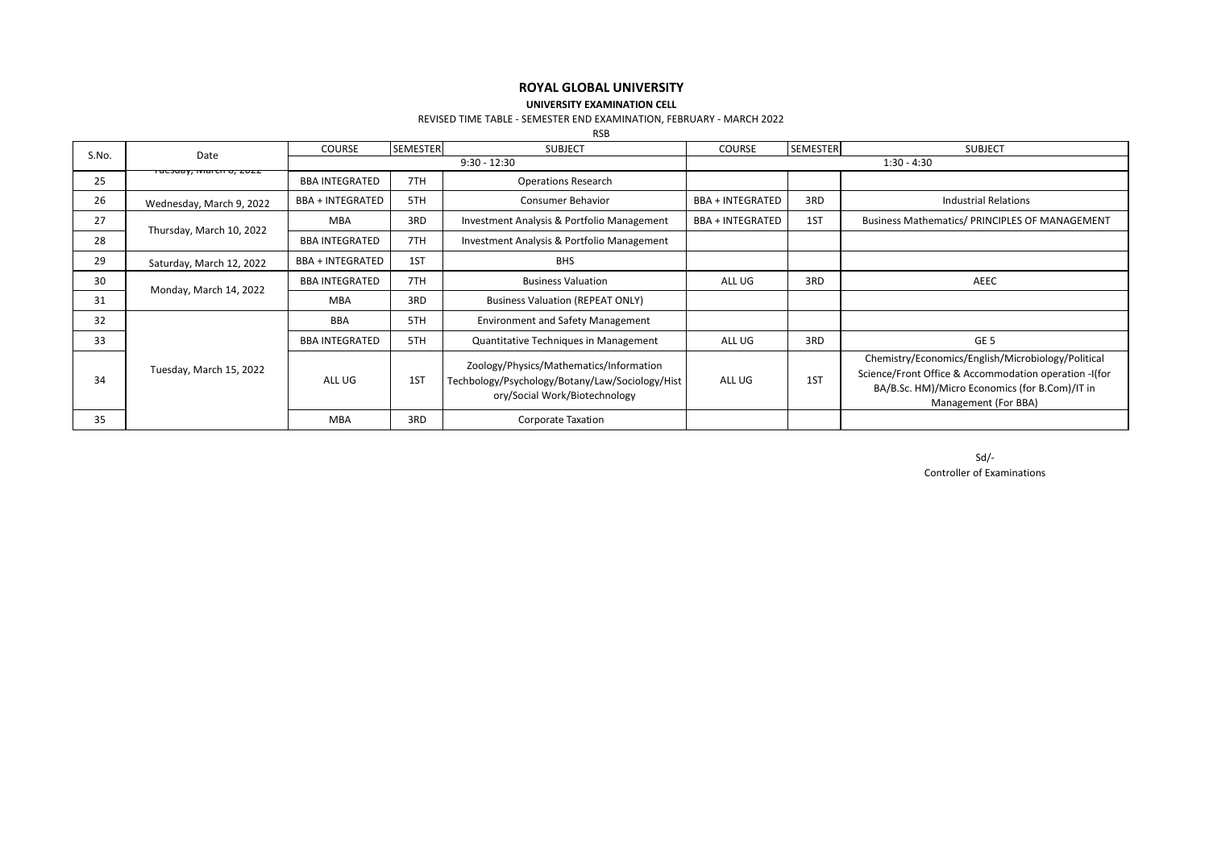**ROYAL GLOBAL UNIVERSITY**

**UNIVERSITY EXAMINATION CELL**

REVISED TIME TABLE - SEMESTER END EXAMINATION, FEBRUARY - MARCH 2022

RSB

| S.No. | Date | COURSE | SEMESTER | SUBJECT | COURSE | SEMESTER | SUBJECT |
|---|---|---|---|---|---|---|---|
| | | 9:30 - 12:30 | | | 1:30 - 4:30 | | |
| 25 | Tuesday, March 8, 2022 | BBA INTEGRATED | 7TH | Operations Research | | | |
| 26 | Wednesday, March 9, 2022 | BBA + INTEGRATED | 5TH | Consumer Behavior | BBA + INTEGRATED | 3RD | Industrial Relations |
| 27 | Thursday, March 10, 2022 | MBA | 3RD | Investment Analysis & Portfolio Management | BBA + INTEGRATED | 1ST | Business Mathematics/ PRINCIPLES OF MANAGEMENT |
| 28 | | BBA INTEGRATED | 7TH | Investment Analysis & Portfolio Management | | | |
| 29 | Saturday, March 12, 2022 | BBA + INTEGRATED | 1ST | BHS | | | |
| 30 | Monday, March 14, 2022 | BBA INTEGRATED | 7TH | Business Valuation | ALL UG | 3RD | AEEC |
| 31 | | MBA | 3RD | Business Valuation (REPEAT ONLY) | | | |
| 32 | Tuesday, March 15, 2022 | BBA | 5TH | Environment and Safety Management | | | |
| 33 | | BBA INTEGRATED | 5TH | Quantitative Techniques in Management | ALL UG | 3RD | GE 5 |
| 34 | | ALL UG | 1ST | Zoology/Physics/Mathematics/Information Techbology/Psychology/Botany/Law/Sociology/History/Social Work/Biotechnology | ALL UG | 1ST | Chemistry/Economics/English/Microbiology/Political Science/Front Office & Accommodation operation -I(for BA/B.Sc. HM)/Micro Economics (for B.Com)/IT in Management (For BBA) |
| 35 | | MBA | 3RD | Corporate Taxation | | | |

Sd/-
Controller of Examinations